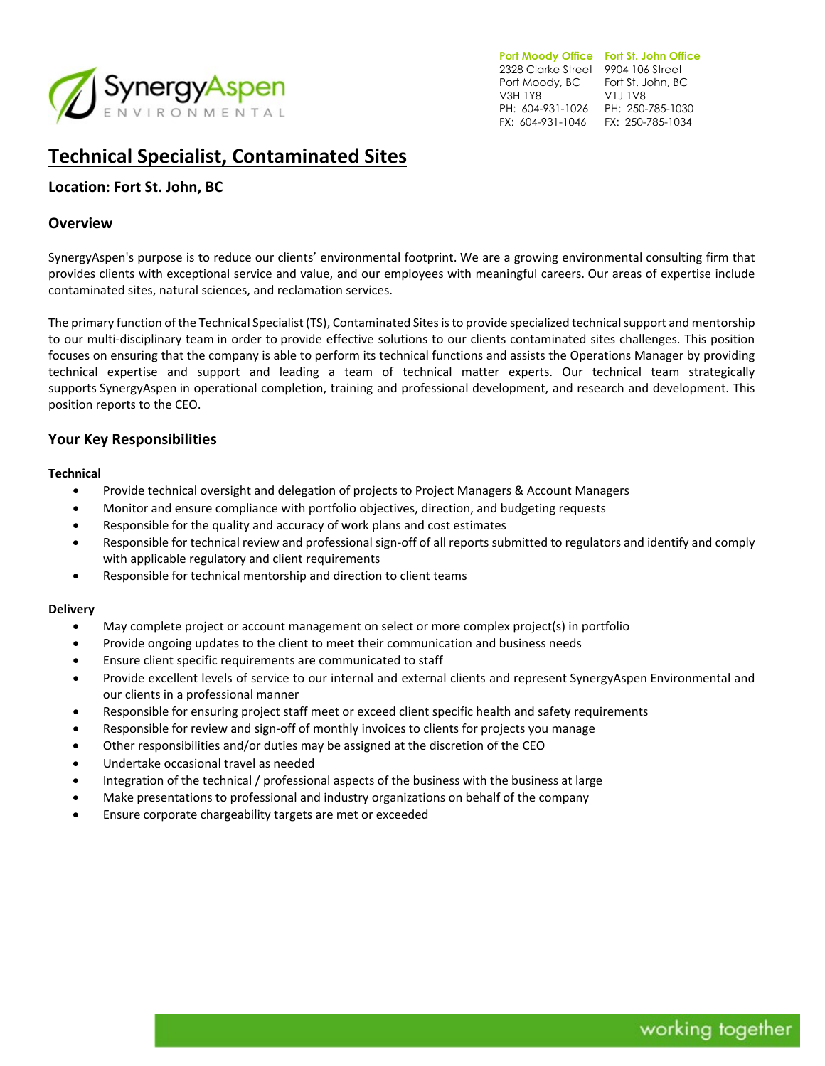**Port Moody Office**
2328 Clarke Street
Port Moody, BC
V3H 1Y8
PH: 604-931-1026
FX: 604-931-1046

**Fort St. John Office**
9904 106 Street
Fort St. John, BC
V1J 1V8
PH: 250-785-1030
FX: 250-785-1034

# Technical Specialist, Contaminated Sites

### Location: Fort St. John, BC

## Overview

SynergyAspen's purpose is to reduce our clients' environmental footprint. We are a growing environmental consulting firm that provides clients with exceptional service and value, and our employees with meaningful careers. Our areas of expertise include contaminated sites, natural sciences, and reclamation services.

The primary function of the Technical Specialist (TS), Contaminated Sites is to provide specialized technical support and mentorship to our multi-disciplinary team in order to provide effective solutions to our clients contaminated sites challenges. This position focuses on ensuring that the company is able to perform its technical functions and assists the Operations Manager by providing technical expertise and support and leading a team of technical matter experts. Our technical team strategically supports SynergyAspen in operational completion, training and professional development, and research and development. This position reports to the CEO.

## Your Key Responsibilities

**Technical**

- Provide technical oversight and delegation of projects to Project Managers & Account Managers
- Monitor and ensure compliance with portfolio objectives, direction, and budgeting requests
- Responsible for the quality and accuracy of work plans and cost estimates
- Responsible for technical review and professional sign-off of all reports submitted to regulators and identify and comply with applicable regulatory and client requirements
- Responsible for technical mentorship and direction to client teams

**Delivery**

- May complete project or account management on select or more complex project(s) in portfolio
- Provide ongoing updates to the client to meet their communication and business needs
- Ensure client specific requirements are communicated to staff
- Provide excellent levels of service to our internal and external clients and represent SynergyAspen Environmental and our clients in a professional manner
- Responsible for ensuring project staff meet or exceed client specific health and safety requirements
- Responsible for review and sign-off of monthly invoices to clients for projects you manage
- Other responsibilities and/or duties may be assigned at the discretion of the CEO
- Undertake occasional travel as needed
- Integration of the technical / professional aspects of the business with the business at large
- Make presentations to professional and industry organizations on behalf of the company
- Ensure corporate chargeability targets are met or exceeded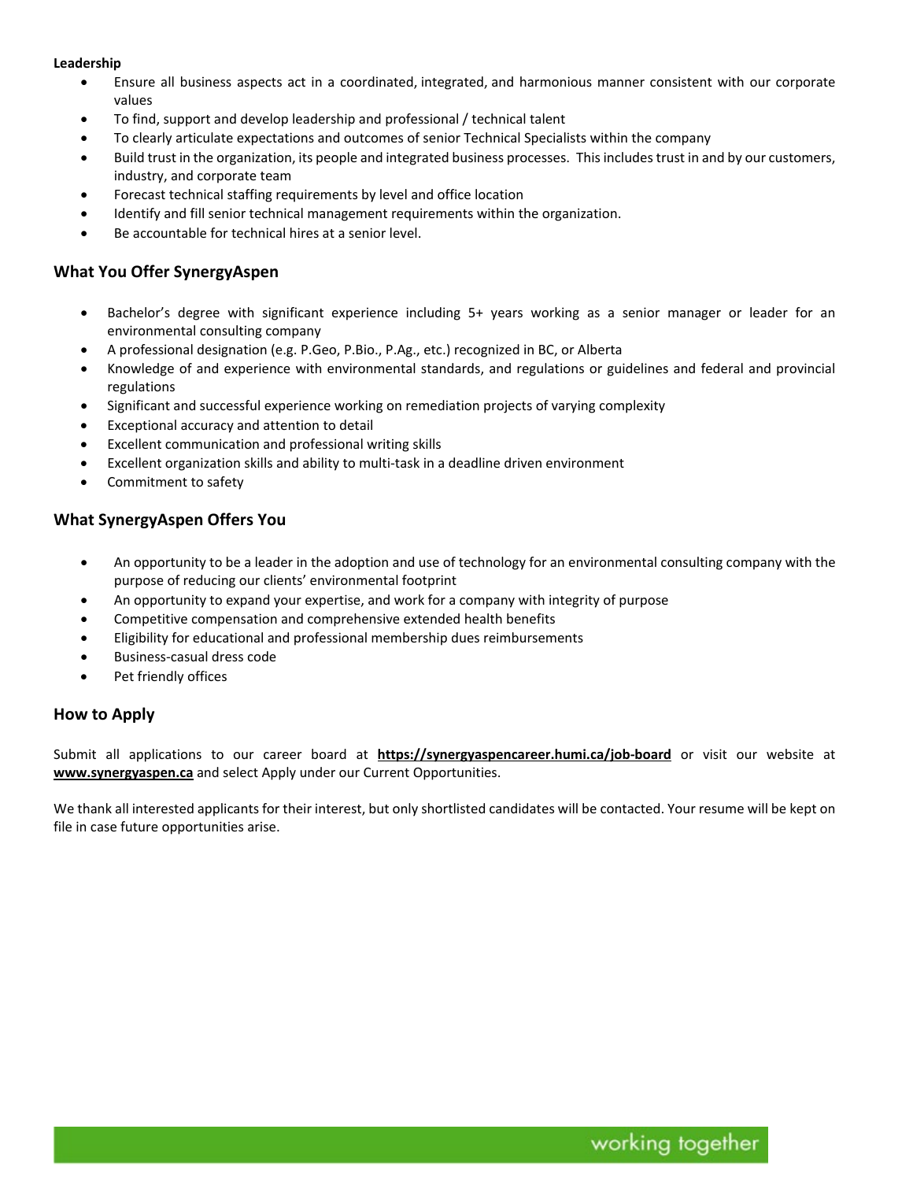**Leadership**

- Ensure all business aspects act in a coordinated, integrated, and harmonious manner consistent with our corporate values
- To find, support and develop leadership and professional / technical talent
- To clearly articulate expectations and outcomes of senior Technical Specialists within the company
- Build trust in the organization, its people and integrated business processes. This includes trust in and by our customers, industry, and corporate team
- Forecast technical staffing requirements by level and office location
- Identify and fill senior technical management requirements within the organization.
- Be accountable for technical hires at a senior level.

## What You Offer SynergyAspen

- Bachelor's degree with significant experience including 5+ years working as a senior manager or leader for an environmental consulting company
- A professional designation (e.g. P.Geo, P.Bio., P.Ag., etc.) recognized in BC, or Alberta
- Knowledge of and experience with environmental standards, and regulations or guidelines and federal and provincial regulations
- Significant and successful experience working on remediation projects of varying complexity
- Exceptional accuracy and attention to detail
- Excellent communication and professional writing skills
- Excellent organization skills and ability to multi-task in a deadline driven environment
- Commitment to safety

## What SynergyAspen Offers You

- An opportunity to be a leader in the adoption and use of technology for an environmental consulting company with the purpose of reducing our clients' environmental footprint
- An opportunity to expand your expertise, and work for a company with integrity of purpose
- Competitive compensation and comprehensive extended health benefits
- Eligibility for educational and professional membership dues reimbursements
- Business-casual dress code
- Pet friendly offices

## How to Apply

Submit all applications to our career board at **https://synergyaspencareer.humi.ca/job-board** or visit our website at **www.synergyaspen.ca** and select Apply under our Current Opportunities.

We thank all interested applicants for their interest, but only shortlisted candidates will be contacted. Your resume will be kept on file in case future opportunities arise.